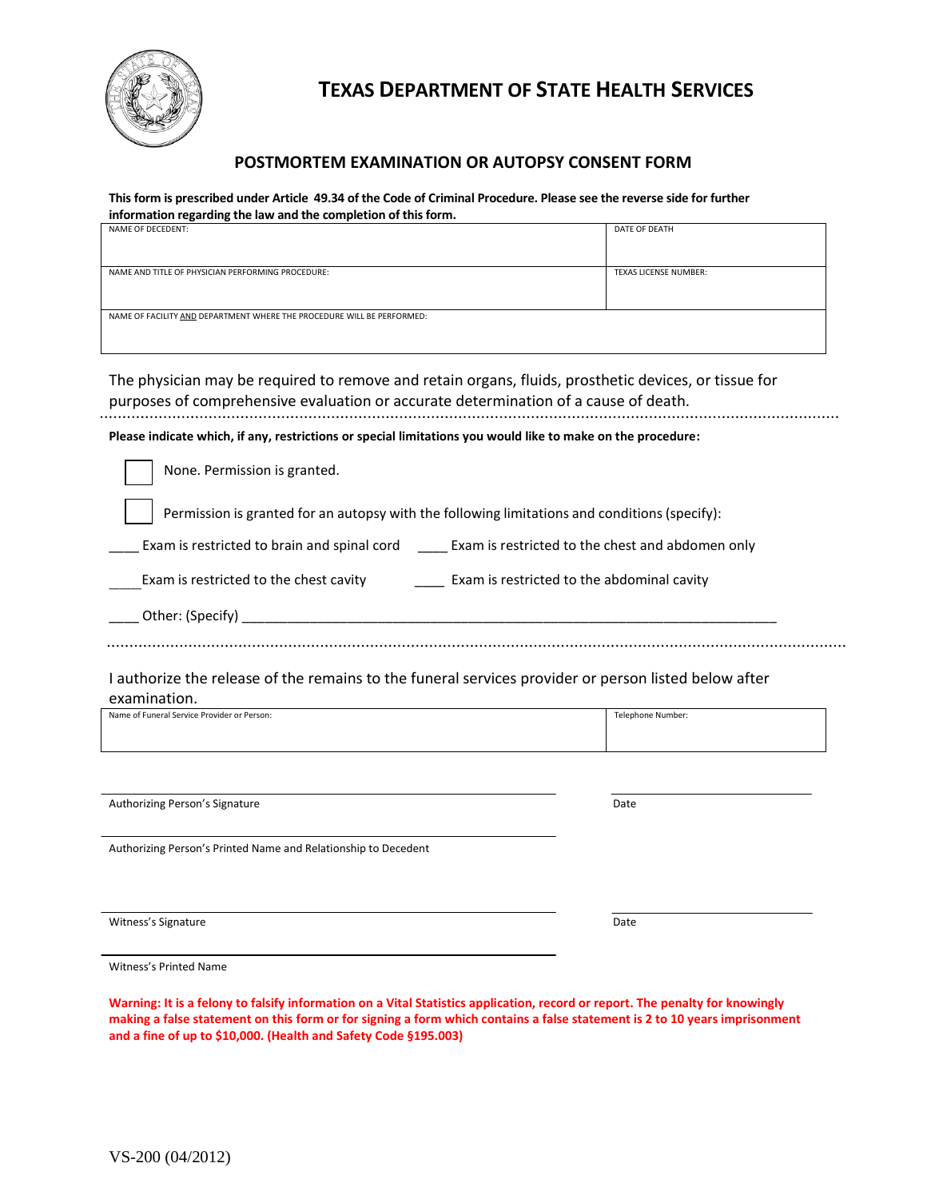# TEXAS DEPARTMENT OF STATE HEALTH SERVICES

## POSTMORTEM EXAMINATION OR AUTOPSY CONSENT FORM

**This form is prescribed under Article 49.34 of the Code of Criminal Procedure. Please see the reverse side for further information regarding the law and the completion of this form.**

| NAME OF DECEDENT: | DATE OF DEATH |
|---|---|
| NAME AND TITLE OF PHYSICIAN PERFORMING PROCEDURE: | TEXAS LICENSE NUMBER: |
| NAME OF FACILITY AND DEPARTMENT WHERE THE PROCEDURE WILL BE PERFORMED: | |

The physician may be required to remove and retain organs, fluids, prosthetic devices, or tissue for purposes of comprehensive evaluation or accurate determination of a cause of death.

**Please indicate which, if any, restrictions or special limitations you would like to make on the procedure:**

☐ None. Permission is granted.

☐ Permission is granted for an autopsy with the following limitations and conditions (specify):

____ Exam is restricted to brain and spinal cord ____ Exam is restricted to the chest and abdomen only

____ Exam is restricted to the chest cavity ____ Exam is restricted to the abdominal cavity

____ Other: (Specify) ______________________________________________________________________

I authorize the release of the remains to the funeral services provider or person listed below after examination.

| Name of Funeral Service Provider or Person: | Telephone Number: |
|---|---|

_______________________________________________ _______________
Authorizing Person's Signature Date

_______________________________________________
Authorizing Person's Printed Name and Relationship to Decedent

_______________________________________________ _______________
Witness's Signature Date

_______________________________________________
Witness's Printed Name

**Warning: It is a felony to falsify information on a Vital Statistics application, record or report. The penalty for knowingly making a false statement on this form or for signing a form which contains a false statement is 2 to 10 years imprisonment and a fine of up to $10,000. (Health and Safety Code §195.003)**

VS-200 (04/2012)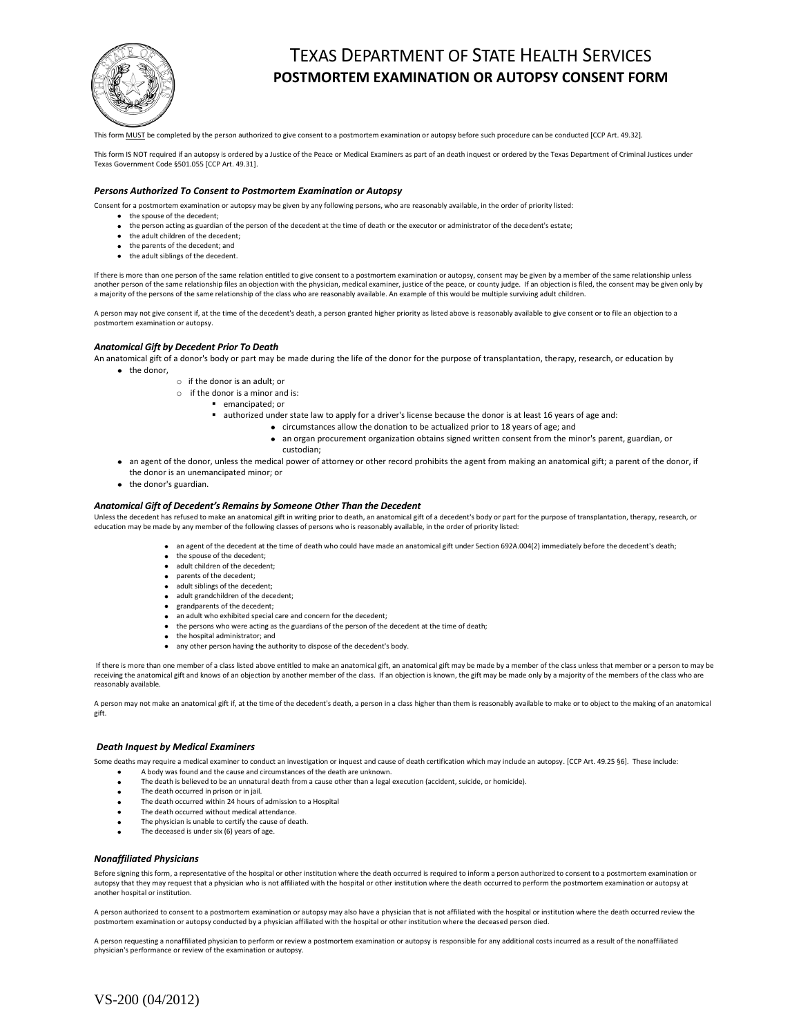# TEXAS DEPARTMENT OF STATE HEALTH SERVICES

## POSTMORTEM EXAMINATION OR AUTOPSY CONSENT FORM

This form MUST be completed by the person authorized to give consent to a postmortem examination or autopsy before such procedure can be conducted [CCP Art. 49.32].

This form IS NOT required if an autopsy is ordered by a Justice of the Peace or Medical Examiners as part of an death inquest or ordered by the Texas Department of Criminal Justices under Texas Government Code §501.055 [CCP Art. 49.31].

### *Persons Authorized To Consent to Postmortem Examination or Autopsy*

Consent for a postmortem examination or autopsy may be given by any following persons, who are reasonably available, in the order of priority listed:

- the spouse of the decedent;
- the person acting as guardian of the person of the decedent at the time of death or the executor or administrator of the decedent's estate;
- the adult children of the decedent;
- the parents of the decedent; and
- the adult siblings of the decedent.

If there is more than one person of the same relation entitled to give consent to a postmortem examination or autopsy, consent may be given by a member of the same relationship unless another person of the same relationship files an objection with the physician, medical examiner, justice of the peace, or county judge. If an objection is filed, the consent may be given only by a majority of the persons of the same relationship of the class who are reasonably available. An example of this would be multiple surviving adult children.

A person may not give consent if, at the time of the decedent's death, a person granted higher priority as listed above is reasonably available to give consent or to file an objection to a postmortem examination or autopsy.

### *Anatomical Gift by Decedent Prior To Death*

An anatomical gift of a donor's body or part may be made during the life of the donor for the purpose of transplantation, therapy, research, or education by

- the donor,
  - if the donor is an adult; or
  - if the donor is a minor and is:
    - emancipated; or
    - authorized under state law to apply for a driver's license because the donor is at least 16 years of age and:
      - circumstances allow the donation to be actualized prior to 18 years of age; and
      - an organ procurement organization obtains signed written consent from the minor's parent, guardian, or custodian;
- an agent of the donor, unless the medical power of attorney or other record prohibits the agent from making an anatomical gift; a parent of the donor, if the donor is an unemancipated minor; or
- the donor's guardian.

### *Anatomical Gift of Decedent's Remains by Someone Other Than the Decedent*

Unless the decedent has refused to make an anatomical gift in writing prior to death, an anatomical gift of a decedent's body or part for the purpose of transplantation, therapy, research, or education may be made by any member of the following classes of persons who is reasonably available, in the order of priority listed:

- an agent of the decedent at the time of death who could have made an anatomical gift under Section 692A.004(2) immediately before the decedent's death;
- the spouse of the decedent;
- adult children of the decedent;
- parents of the decedent;
- adult siblings of the decedent;
- adult grandchildren of the decedent;
- grandparents of the decedent;
- an adult who exhibited special care and concern for the decedent;
- the persons who were acting as the guardians of the person of the decedent at the time of death;
- the hospital administrator; and
- any other person having the authority to dispose of the decedent's body.

If there is more than one member of a class listed above entitled to make an anatomical gift, an anatomical gift may be made by a member of the class unless that member or a person to may be receiving the anatomical gift and knows of an objection by another member of the class. If an objection is known, the gift may be made only by a majority of the members of the class who are reasonably available.

A person may not make an anatomical gift if, at the time of the decedent's death, a person in a class higher than them is reasonably available to make or to object to the making of an anatomical gift.

### *Death Inquest by Medical Examiners*

Some deaths may require a medical examiner to conduct an investigation or inquest and cause of death certification which may include an autopsy. [CCP Art. 49.25 §6]. These include:

- A body was found and the cause and circumstances of the death are unknown.
- The death is believed to be an unnatural death from a cause other than a legal execution (accident, suicide, or homicide).
- The death occurred in prison or in jail.
- The death occurred within 24 hours of admission to a Hospital
- The death occurred without medical attendance.
- The physician is unable to certify the cause of death.
- The deceased is under six (6) years of age.

### *Nonaffiliated Physicians*

Before signing this form, a representative of the hospital or other institution where the death occurred is required to inform a person authorized to consent to a postmortem examination or autopsy that they may request that a physician who is not affiliated with the hospital or other institution where the death occurred to perform the postmortem examination or autopsy at another hospital or institution.

A person authorized to consent to a postmortem examination or autopsy may also have a physician that is not affiliated with the hospital or institution where the death occurred review the postmortem examination or autopsy conducted by a physician affiliated with the hospital or other institution where the deceased person died.

A person requesting a nonaffiliated physician to perform or review a postmortem examination or autopsy is responsible for any additional costs incurred as a result of the nonaffiliated physician's performance or review of the examination or autopsy.

VS-200 (04/2012)